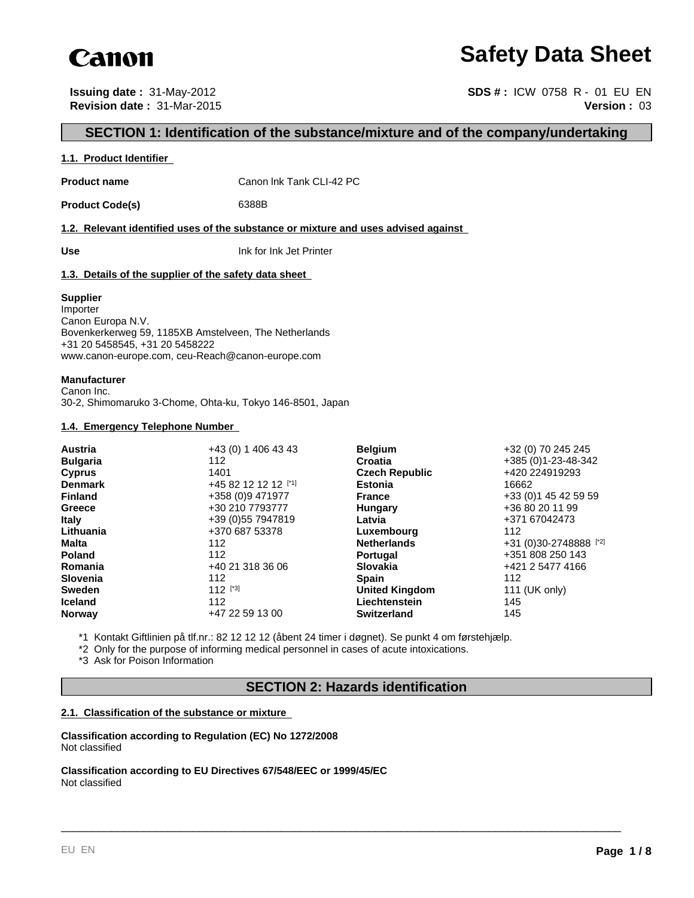Canon

# Safety Data Sheet

**Issuing date :** 31-May-2012
**Revision date :** 31-Mar-2015

**SDS # :** ICW 0758 R - 01 EU EN
**Version :** 03

## SECTION 1: Identification of the substance/mixture and of the company/undertaking

### 1.1. Product Identifier

**Product name** Canon Ink Tank CLI-42 PC

**Product Code(s)** 6388B

### 1.2. Relevant identified uses of the substance or mixture and uses advised against

**Use** Ink for Ink Jet Printer

### 1.3. Details of the supplier of the safety data sheet

**Supplier**
Importer
Canon Europa N.V.
Bovenkerkerweg 59, 1185XB Amstelveen, The Netherlands
+31 20 5458545, +31 20 5458222
www.canon-europe.com, ceu-Reach@canon-europe.com

**Manufacturer**
Canon Inc.
30-2, Shimomaruko 3-Chome, Ohta-ku, Tokyo 146-8501, Japan

### 1.4. Emergency Telephone Number

| | | | |
|---|---|---|---|
| **Austria** | +43 (0) 1 406 43 43 | **Belgium** | +32 (0) 70 245 245 |
| **Bulgaria** | 112 | **Croatia** | +385 (0)1-23-48-342 |
| **Cyprus** | 1401 | **Czech Republic** | +420 224919293 |
| **Denmark** | +45 82 12 12 12 [*1] | **Estonia** | 16662 |
| **Finland** | +358 (0)9 471977 | **France** | +33 (0)1 45 42 59 59 |
| **Greece** | +30 210 7793777 | **Hungary** | +36 80 20 11 99 |
| **Italy** | +39 (0)55 7947819 | **Latvia** | +371 67042473 |
| **Lithuania** | +370 687 53378 | **Luxembourg** | 112 |
| **Malta** | 112 | **Netherlands** | +31 (0)30-2748888 [*2] |
| **Poland** | 112 | **Portugal** | +351 808 250 143 |
| **Romania** | +40 21 318 36 06 | **Slovakia** | +421 2 5477 4166 |
| **Slovenia** | 112 | **Spain** | 112 |
| **Sweden** | 112 [*3] | **United Kingdom** | 111 (UK only) |
| **Iceland** | 112 | **Liechtenstein** | 145 |
| **Norway** | +47 22 59 13 00 | **Switzerland** | 145 |

*1 Kontakt Giftlinien på tlf.nr.: 82 12 12 12 (åbent 24 timer i døgnet). Se punkt 4 om førstehjælp.
*2 Only for the purpose of informing medical personnel in cases of acute intoxications.
*3 Ask for Poison Information

## SECTION 2: Hazards identification

### 2.1. Classification of the substance or mixture

**Classification according to Regulation (EC) No 1272/2008**
Not classified

**Classification according to EU Directives 67/548/EEC or 1999/45/EC**
Not classified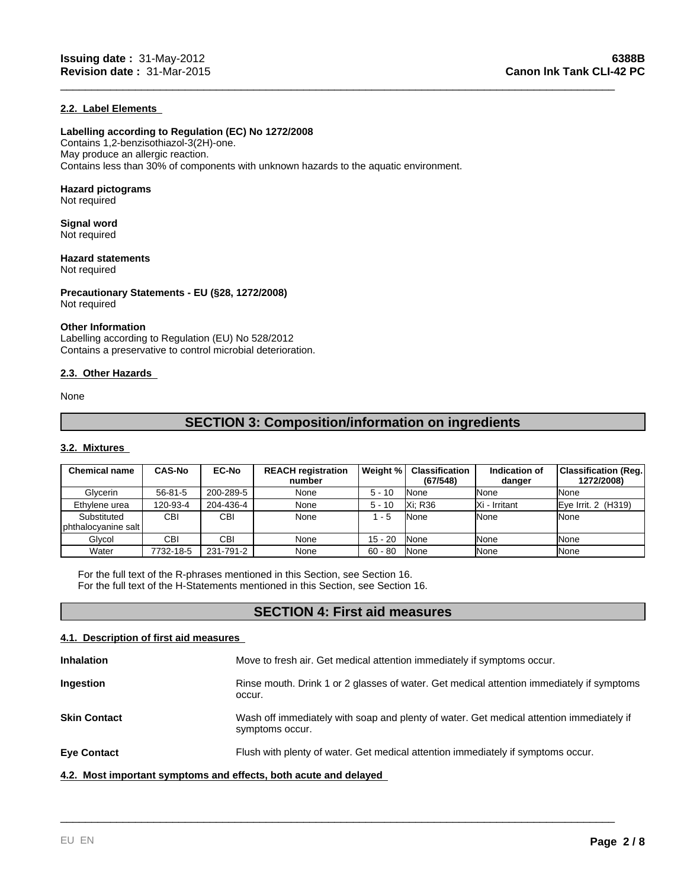#### 2.2. Label Elements

**Labelling according to Regulation (EC) No 1272/2008**
Contains 1,2-benzisothiazol-3(2H)-one.
May produce an allergic reaction.
Contains less than 30% of components with unknown hazards to the aquatic environment.

**Hazard pictograms**
Not required

**Signal word**
Not required

**Hazard statements**
Not required

**Precautionary Statements - EU (§28, 1272/2008)**
Not required

**Other Information**
Labelling according to Regulation (EU) No 528/2012
Contains a preservative to control microbial deterioration.

#### 2.3. Other Hazards

None

## SECTION 3: Composition/information on ingredients

#### 3.2. Mixtures

| Chemical name | CAS-No | EC-No | REACH registration number | Weight % | Classification (67/548) | Indication of danger | Classification (Reg. 1272/2008) |
|---|---|---|---|---|---|---|---|
| Glycerin | 56-81-5 | 200-289-5 | None | 5 - 10 | None | None | None |
| Ethylene urea | 120-93-4 | 204-436-4 | None | 5 - 10 | Xi; R36 | Xi - Irritant | Eye Irrit. 2 (H319) |
| Substituted phthalocyanine salt | CBI | CBI | None | 1 - 5 | None | None | None |
| Glycol | CBI | CBI | None | 15 - 20 | None | None | None |
| Water | 7732-18-5 | 231-791-2 | None | 60 - 80 | None | None | None |

For the full text of the R-phrases mentioned in this Section, see Section 16.
For the full text of the H-Statements mentioned in this Section, see Section 16.

## SECTION 4: First aid measures

#### 4.1. Description of first aid measures

**Inhalation** Move to fresh air. Get medical attention immediately if symptoms occur.

**Ingestion** Rinse mouth. Drink 1 or 2 glasses of water. Get medical attention immediately if symptoms occur.

**Skin Contact** Wash off immediately with soap and plenty of water. Get medical attention immediately if symptoms occur.

**Eye Contact** Flush with plenty of water. Get medical attention immediately if symptoms occur.

#### 4.2. Most important symptoms and effects, both acute and delayed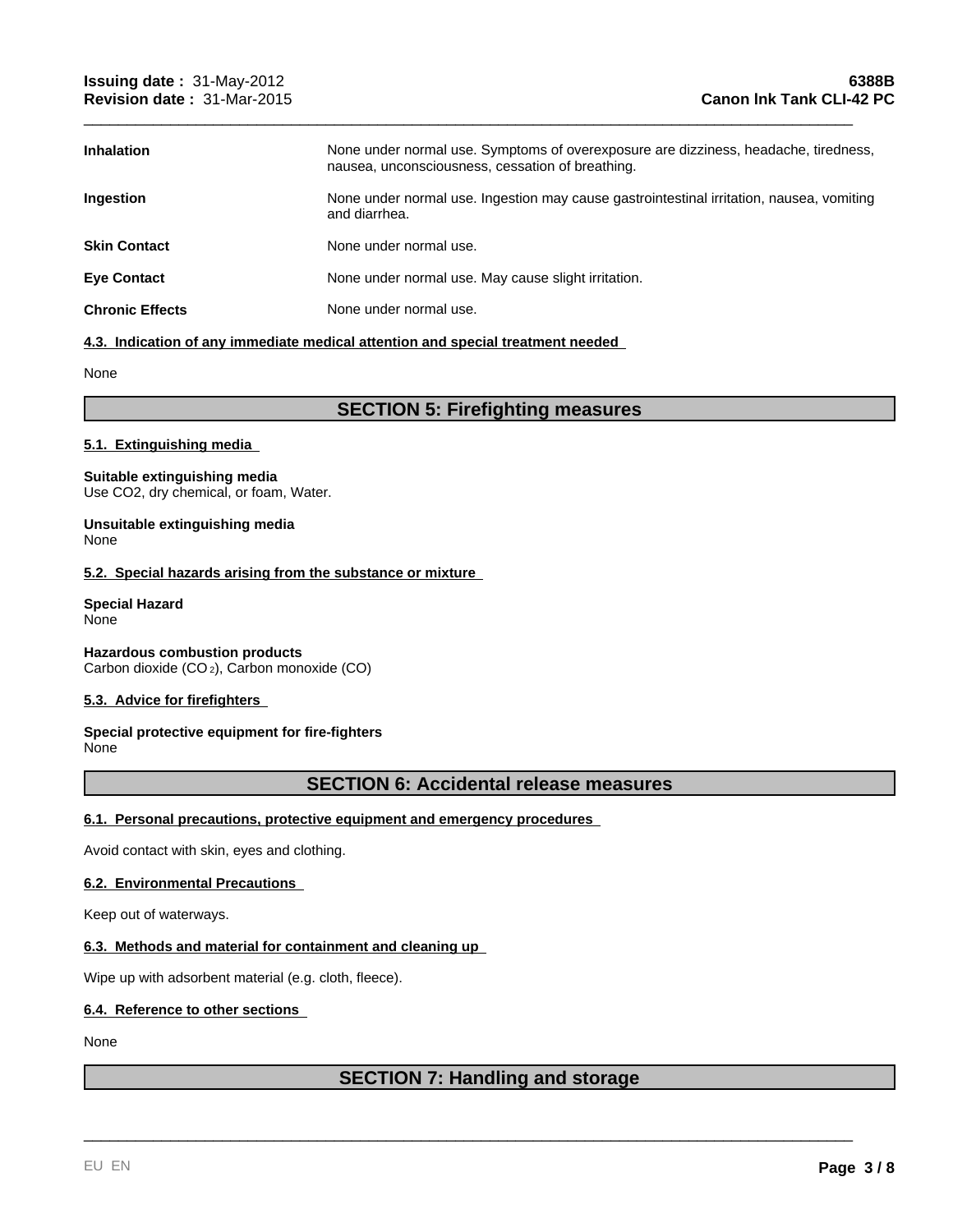| | |
|---|---|
| **Inhalation** | None under normal use. Symptoms of overexposure are dizziness, headache, tiredness, nausea, unconsciousness, cessation of breathing. |
| **Ingestion** | None under normal use. Ingestion may cause gastrointestinal irritation, nausea, vomiting and diarrhea. |
| **Skin Contact** | None under normal use. |
| **Eye Contact** | None under normal use. May cause slight irritation. |
| **Chronic Effects** | None under normal use. |

### 4.3. Indication of any immediate medical attention and special treatment needed

None

## SECTION 5: Firefighting measures

### 5.1. Extinguishing media

**Suitable extinguishing media**
Use CO2, dry chemical, or foam, Water.

**Unsuitable extinguishing media**
None

### 5.2. Special hazards arising from the substance or mixture

**Special Hazard**
None

**Hazardous combustion products**
Carbon dioxide ($CO_2$), Carbon monoxide (CO)

### 5.3. Advice for firefighters

**Special protective equipment for fire-fighters**
None

## SECTION 6: Accidental release measures

### 6.1. Personal precautions, protective equipment and emergency procedures

Avoid contact with skin, eyes and clothing.

### 6.2. Environmental Precautions

Keep out of waterways.

### 6.3. Methods and material for containment and cleaning up

Wipe up with adsorbent material (e.g. cloth, fleece).

### 6.4. Reference to other sections

None

## SECTION 7: Handling and storage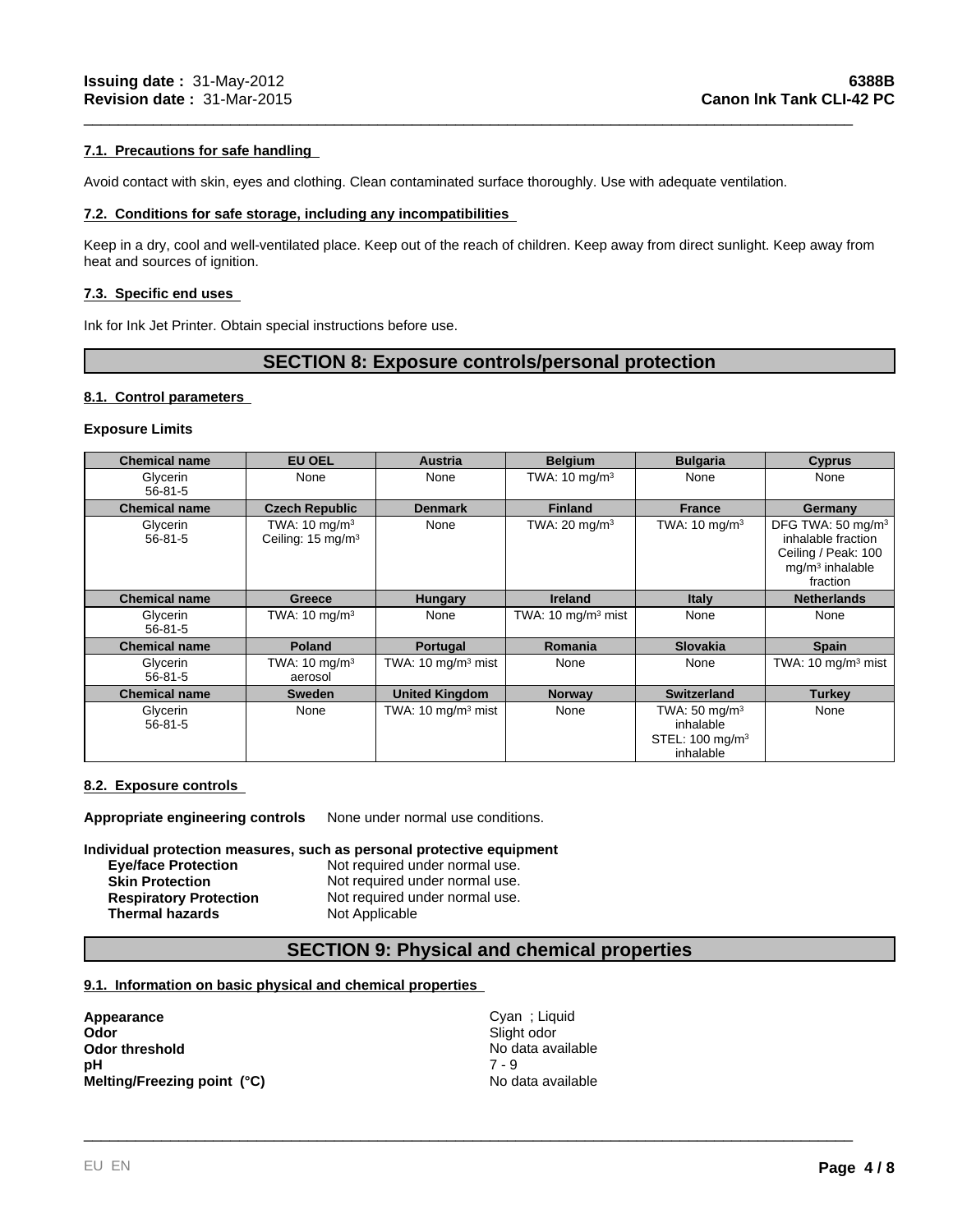### 7.1. Precautions for safe handling

Avoid contact with skin, eyes and clothing. Clean contaminated surface thoroughly. Use with adequate ventilation.

### 7.2. Conditions for safe storage, including any incompatibilities

Keep in a dry, cool and well-ventilated place. Keep out of the reach of children. Keep away from direct sunlight. Keep away from heat and sources of ignition.

### 7.3. Specific end uses

Ink for Ink Jet Printer. Obtain special instructions before use.

## SECTION 8: Exposure controls/personal protection

### 8.1. Control parameters

**Exposure Limits**

| Chemical name | EU OEL | Austria | Belgium | Bulgaria | Cyprus |
|---|---|---|---|---|---|
| Glycerin 56-81-5 | None | None | TWA: 10 mg/m³ | None | None |
| **Chemical name** | **Czech Republic** | **Denmark** | **Finland** | **France** | **Germany** |
| Glycerin 56-81-5 | TWA: 10 mg/m³ Ceiling: 15 mg/m³ | None | TWA: 20 mg/m³ | TWA: 10 mg/m³ | DFG TWA: 50 mg/m³ inhalable fraction Ceiling / Peak: 100 mg/m³ inhalable fraction |
| **Chemical name** | **Greece** | **Hungary** | **Ireland** | **Italy** | **Netherlands** |
| Glycerin 56-81-5 | TWA: 10 mg/m³ | None | TWA: 10 mg/m³ mist | None | None |
| **Chemical name** | **Poland** | **Portugal** | **Romania** | **Slovakia** | **Spain** |
| Glycerin 56-81-5 | TWA: 10 mg/m³ aerosol | TWA: 10 mg/m³ mist | None | None | TWA: 10 mg/m³ mist |
| **Chemical name** | **Sweden** | **United Kingdom** | **Norway** | **Switzerland** | **Turkey** |
| Glycerin 56-81-5 | None | TWA: 10 mg/m³ mist | None | TWA: 50 mg/m³ inhalable STEL: 100 mg/m³ inhalable | None |

### 8.2. Exposure controls

**Appropriate engineering controls** None under normal use conditions.

**Individual protection measures, such as personal protective equipment**

| | |
|---|---|
| **Eye/face Protection** | Not required under normal use. |
| **Skin Protection** | Not required under normal use. |
| **Respiratory Protection** | Not required under normal use. |
| **Thermal hazards** | Not Applicable |

## SECTION 9: Physical and chemical properties

### 9.1. Information on basic physical and chemical properties

| | |
|---|---|
| **Appearance** | Cyan ; Liquid |
| **Odor** | Slight odor |
| **Odor threshold** | No data available |
| **pH** | 7 - 9 |
| **Melting/Freezing point (°C)** | No data available |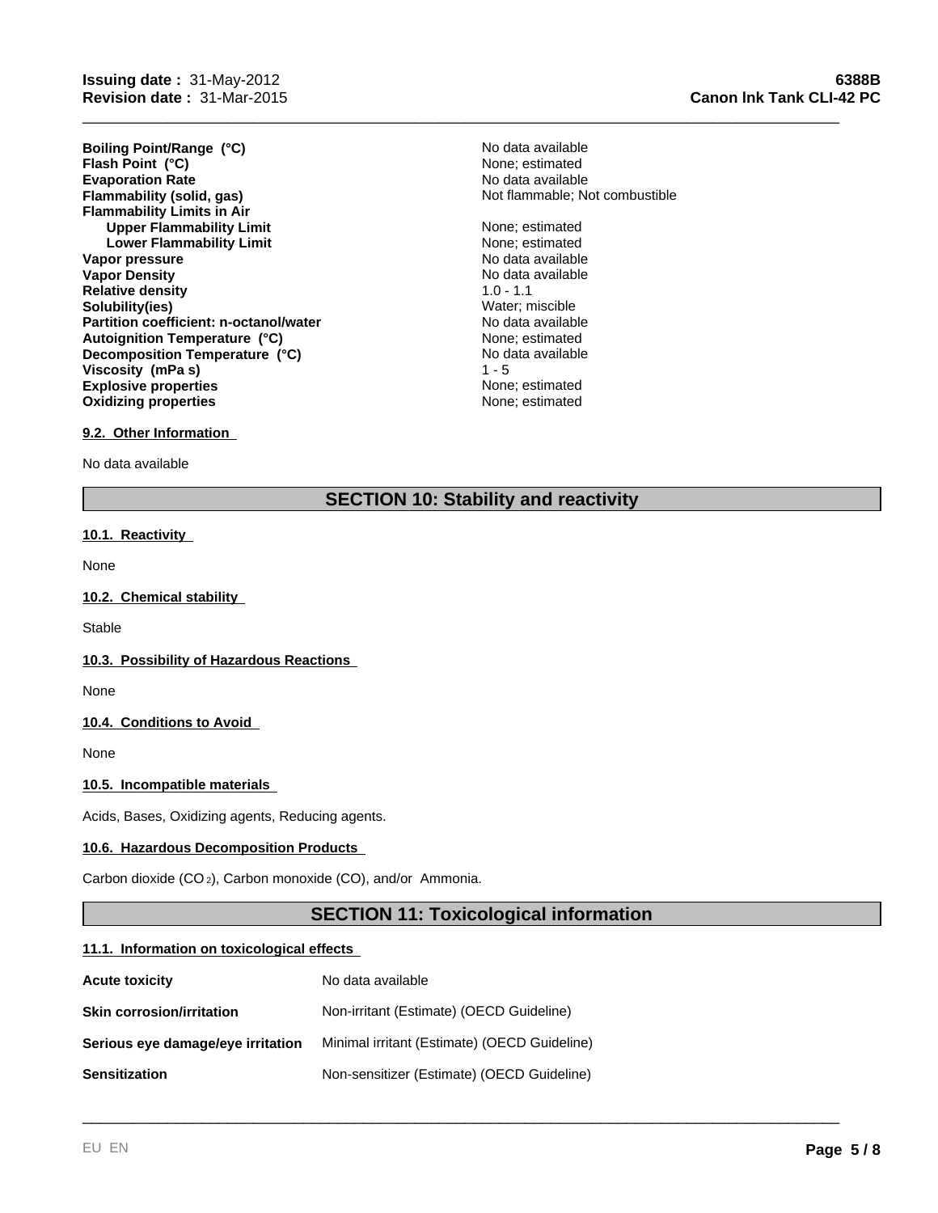| | |
|---|---|
| **Boiling Point/Range (°C)** | No data available |
| **Flash Point (°C)** | None; estimated |
| **Evaporation Rate** | No data available |
| **Flammability (solid, gas)** | Not flammable; Not combustible |
| **Flammability Limits in Air** | |
| **Upper Flammability Limit** | None; estimated |
| **Lower Flammability Limit** | None; estimated |
| **Vapor pressure** | No data available |
| **Vapor Density** | No data available |
| **Relative density** | 1.0 - 1.1 |
| **Solubility(ies)** | Water; miscible |
| **Partition coefficient: n-octanol/water** | No data available |
| **Autoignition Temperature (°C)** | None; estimated |
| **Decomposition Temperature (°C)** | No data available |
| **Viscosity (mPa s)** | 1 - 5 |
| **Explosive properties** | None; estimated |
| **Oxidizing properties** | None; estimated |

### 9.2. Other Information

No data available

## SECTION 10: Stability and reactivity

### 10.1. Reactivity

None

### 10.2. Chemical stability

Stable

### 10.3. Possibility of Hazardous Reactions

None

### 10.4. Conditions to Avoid

None

### 10.5. Incompatible materials

Acids, Bases, Oxidizing agents, Reducing agents.

### 10.6. Hazardous Decomposition Products

Carbon dioxide ($CO_2$), Carbon monoxide (CO), and/or Ammonia.

## SECTION 11: Toxicological information

### 11.1. Information on toxicological effects

| | |
|---|---|
| **Acute toxicity** | No data available |
| **Skin corrosion/irritation** | Non-irritant (Estimate) (OECD Guideline) |
| **Serious eye damage/eye irritation** | Minimal irritant (Estimate) (OECD Guideline) |
| **Sensitization** | Non-sensitizer (Estimate) (OECD Guideline) |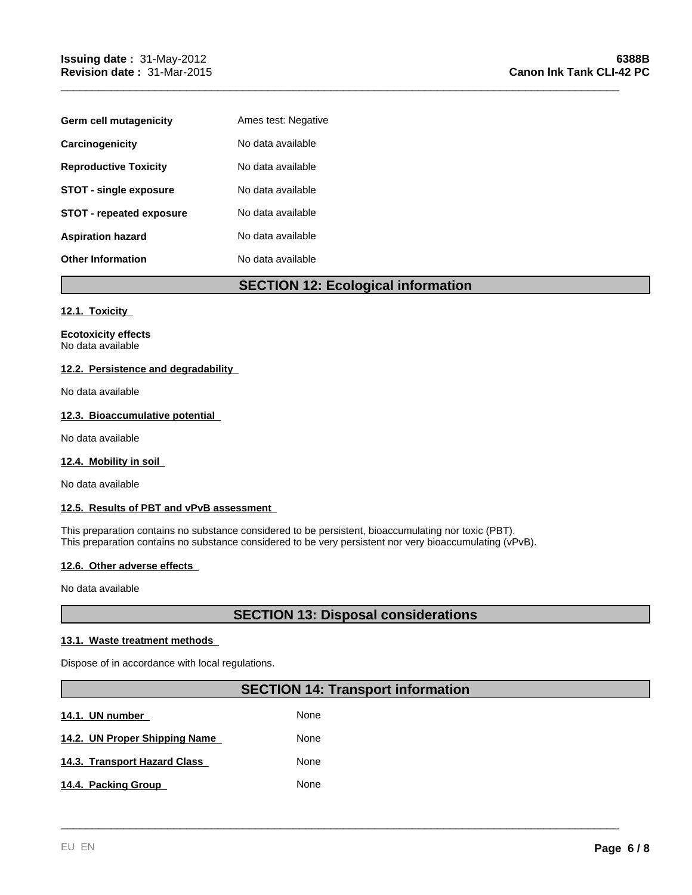| | |
|---|---|
| **Germ cell mutagenicity** | Ames test: Negative |
| **Carcinogenicity** | No data available |
| **Reproductive Toxicity** | No data available |
| **STOT - single exposure** | No data available |
| **STOT - repeated exposure** | No data available |
| **Aspiration hazard** | No data available |
| **Other Information** | No data available |

## SECTION 12: Ecological information

### 12.1. Toxicity

**Ecotoxicity effects**
No data available

### 12.2. Persistence and degradability

No data available

### 12.3. Bioaccumulative potential

No data available

### 12.4. Mobility in soil

No data available

### 12.5. Results of PBT and vPvB assessment

This preparation contains no substance considered to be persistent, bioaccumulating nor toxic (PBT).
This preparation contains no substance considered to be very persistent nor very bioaccumulating (vPvB).

### 12.6. Other adverse effects

No data available

## SECTION 13: Disposal considerations

### 13.1. Waste treatment methods

Dispose of in accordance with local regulations.

## SECTION 14: Transport information

| | |
|---|---|
| **14.1. UN number** | None |
| **14.2. UN Proper Shipping Name** | None |
| **14.3. Transport Hazard Class** | None |
| **14.4. Packing Group** | None |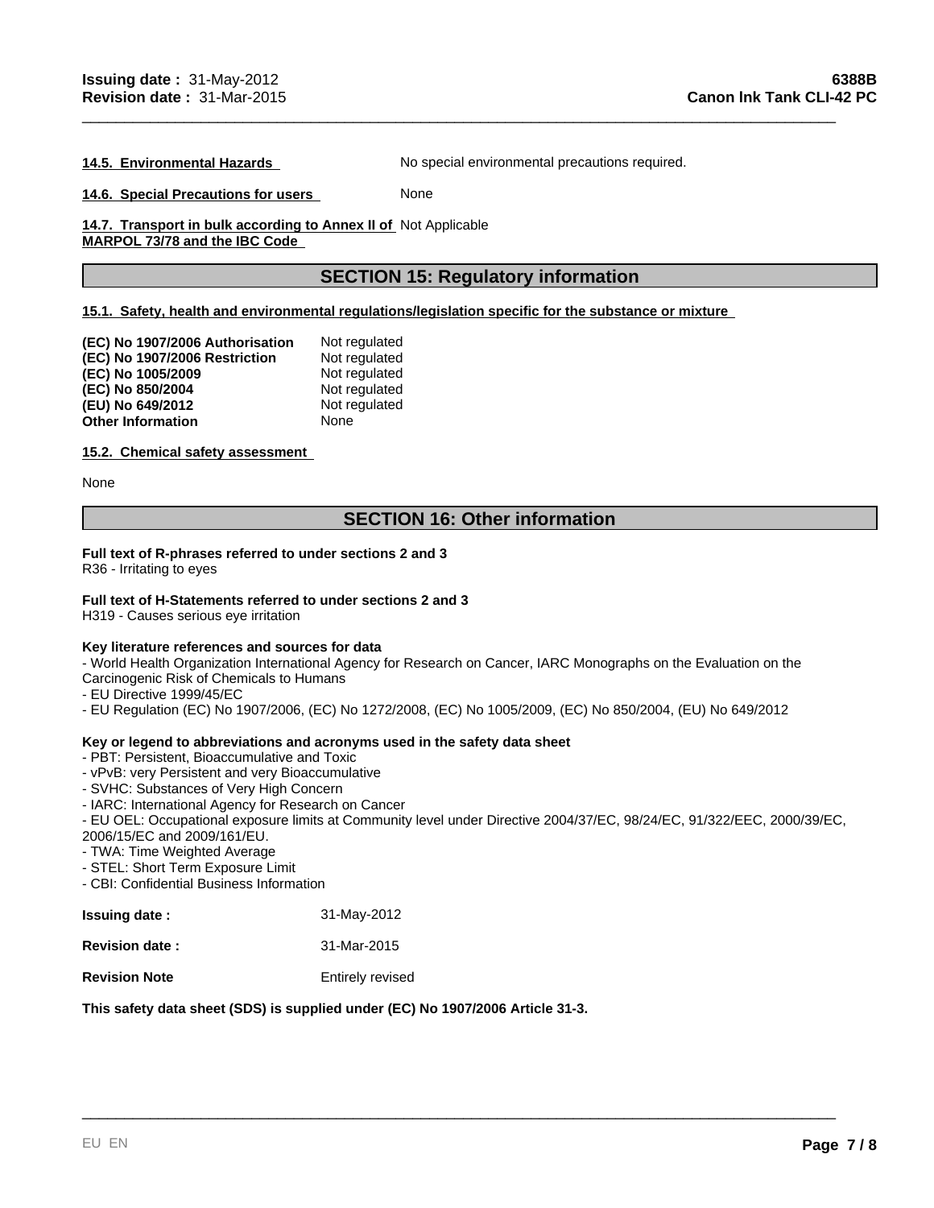**14.5. Environmental Hazards** No special environmental precautions required.

**14.6. Special Precautions for users** None

**14.7. Transport in bulk according to Annex II of MARPOL 73/78 and the IBC Code** Not Applicable

## SECTION 15: Regulatory information

**15.1. Safety, health and environmental regulations/legislation specific for the substance or mixture**

| | |
|---|---|
| **(EC) No 1907/2006 Authorisation** | Not regulated |
| **(EC) No 1907/2006 Restriction** | Not regulated |
| **(EC) No 1005/2009** | Not regulated |
| **(EC) No 850/2004** | Not regulated |
| **(EU) No 649/2012** | Not regulated |
| **Other Information** | None |

**15.2. Chemical safety assessment**

None

## SECTION 16: Other information

**Full text of R-phrases referred to under sections 2 and 3**
R36 - Irritating to eyes

**Full text of H-Statements referred to under sections 2 and 3**
H319 - Causes serious eye irritation

**Key literature references and sources for data**
- World Health Organization International Agency for Research on Cancer, IARC Monographs on the Evaluation on the Carcinogenic Risk of Chemicals to Humans
- EU Directive 1999/45/EC
- EU Regulation (EC) No 1907/2006, (EC) No 1272/2008, (EC) No 1005/2009, (EC) No 850/2004, (EU) No 649/2012

**Key or legend to abbreviations and acronyms used in the safety data sheet**
- PBT: Persistent, Bioaccumulative and Toxic
- vPvB: very Persistent and very Bioaccumulative
- SVHC: Substances of Very High Concern
- IARC: International Agency for Research on Cancer
- EU OEL: Occupational exposure limits at Community level under Directive 2004/37/EC, 98/24/EC, 91/322/EEC, 2000/39/EC, 2006/15/EC and 2009/161/EU.
- TWA: Time Weighted Average
- STEL: Short Term Exposure Limit
- CBI: Confidential Business Information

| | |
|---|---|
| **Issuing date :** | 31-May-2012 |
| **Revision date :** | 31-Mar-2015 |
| **Revision Note** | Entirely revised |

**This safety data sheet (SDS) is supplied under (EC) No 1907/2006 Article 31-3.**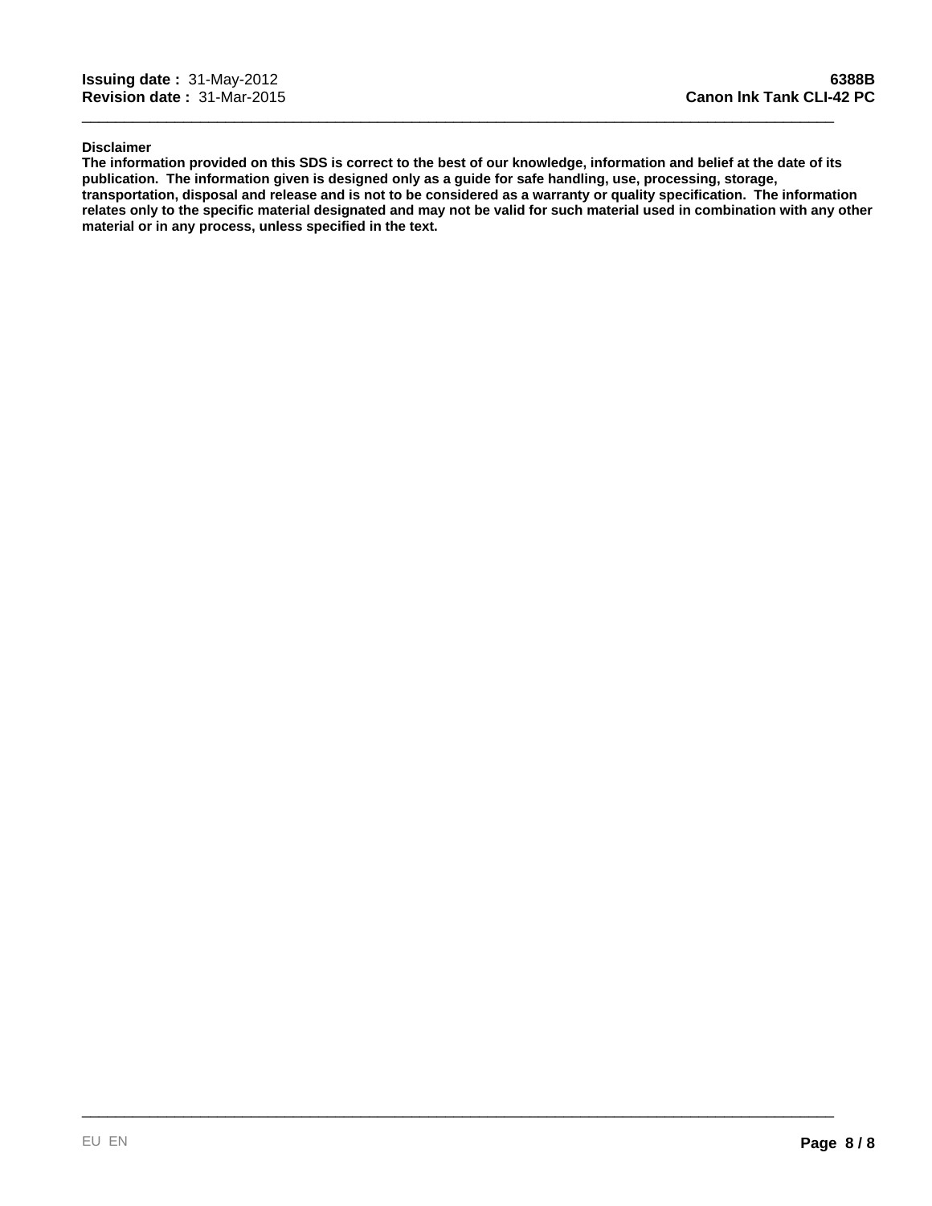**Disclaimer**

**The information provided on this SDS is correct to the best of our knowledge, information and belief at the date of its publication. The information given is designed only as a guide for safe handling, use, processing, storage, transportation, disposal and release and is not to be considered as a warranty or quality specification. The information relates only to the specific material designated and may not be valid for such material used in combination with any other material or in any process, unless specified in the text.**